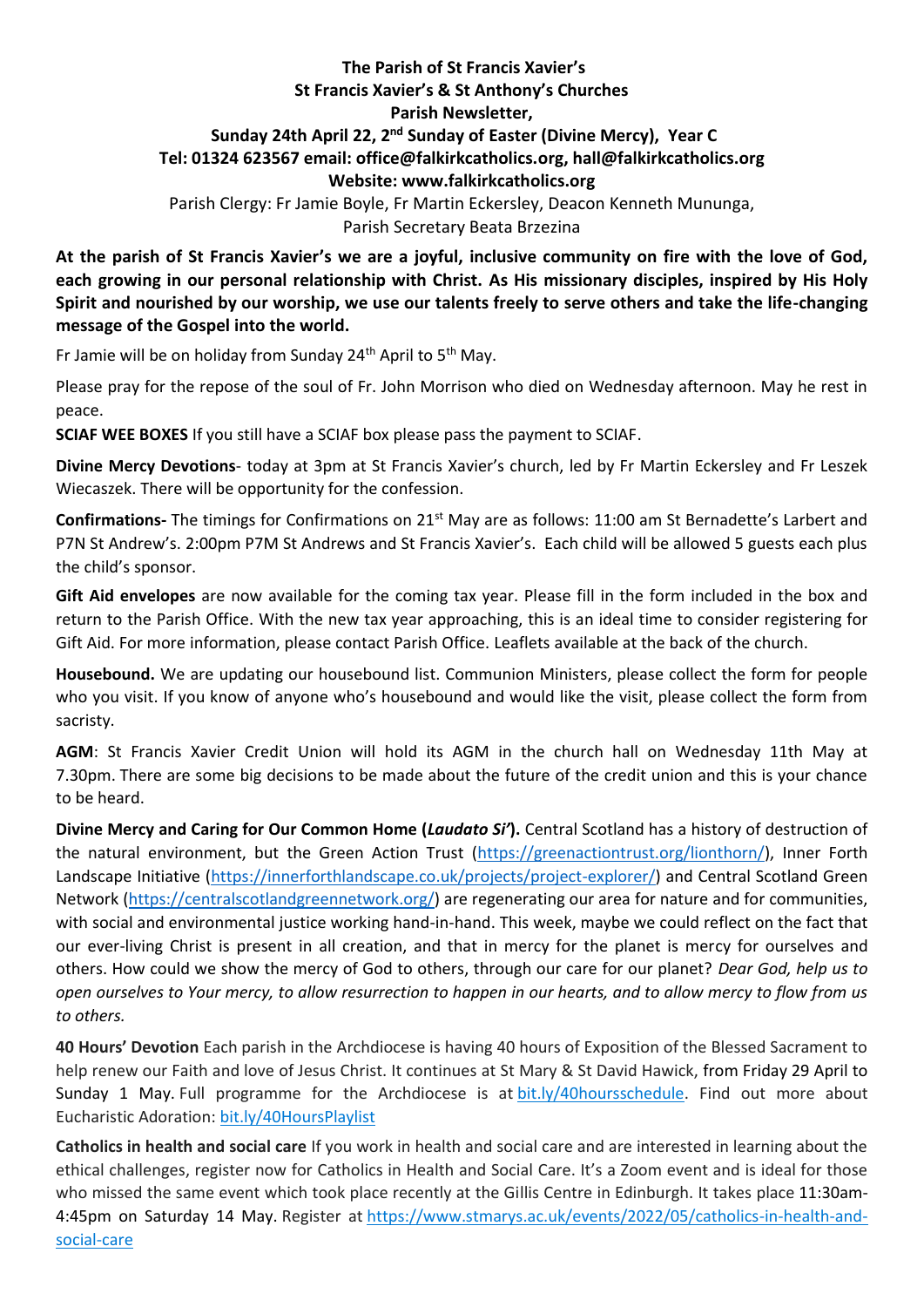**The Parish of St Francis Xavier's**
**St Francis Xavier's & St Anthony's Churches**
**Parish Newsletter,**
**Sunday 24th April 22, 2nd Sunday of Easter (Divine Mercy), Year C**
**Tel: 01324 623567 email: office@falkirkcatholics.org, hall@falkirkcatholics.org**
**Website: www.falkirkcatholics.org**

Parish Clergy: Fr Jamie Boyle, Fr Martin Eckersley, Deacon Kenneth Mununga,
Parish Secretary Beata Brzezina

**At the parish of St Francis Xavier's we are a joyful, inclusive community on fire with the love of God, each growing in our personal relationship with Christ. As His missionary disciples, inspired by His Holy Spirit and nourished by our worship, we use our talents freely to serve others and take the life-changing message of the Gospel into the world.**

Fr Jamie will be on holiday from Sunday 24th April to 5th May.

Please pray for the repose of the soul of Fr. John Morrison who died on Wednesday afternoon. May he rest in peace.

**SCIAF WEE BOXES** If you still have a SCIAF box please pass the payment to SCIAF.

**Divine Mercy Devotions**- today at 3pm at St Francis Xavier's church, led by Fr Martin Eckersley and Fr Leszek Wiecaszek. There will be opportunity for the confession.

**Confirmations-** The timings for Confirmations on 21st May are as follows: 11:00 am St Bernadette's Larbert and P7N St Andrew's. 2:00pm P7M St Andrews and St Francis Xavier's. Each child will be allowed 5 guests each plus the child's sponsor.

**Gift Aid envelopes** are now available for the coming tax year. Please fill in the form included in the box and return to the Parish Office. With the new tax year approaching, this is an ideal time to consider registering for Gift Aid. For more information, please contact Parish Office. Leaflets available at the back of the church.

**Housebound.** We are updating our housebound list. Communion Ministers, please collect the form for people who you visit. If you know of anyone who's housebound and would like the visit, please collect the form from sacristy.

**AGM**: St Francis Xavier Credit Union will hold its AGM in the church hall on Wednesday 11th May at 7.30pm. There are some big decisions to be made about the future of the credit union and this is your chance to be heard.

**Divine Mercy and Caring for Our Common Home (*Laudato Si'*).** Central Scotland has a history of destruction of the natural environment, but the Green Action Trust (https://greenactiontrust.org/lionthorn/), Inner Forth Landscape Initiative (https://innerforthlandscape.co.uk/projects/project-explorer/) and Central Scotland Green Network (https://centralscotlandgreennetwork.org/) are regenerating our area for nature and for communities, with social and environmental justice working hand-in-hand. This week, maybe we could reflect on the fact that our ever-living Christ is present in all creation, and that in mercy for the planet is mercy for ourselves and others. How could we show the mercy of God to others, through our care for our planet? *Dear God, help us to open ourselves to Your mercy, to allow resurrection to happen in our hearts, and to allow mercy to flow from us to others.*

**40 Hours' Devotion** Each parish in the Archdiocese is having 40 hours of Exposition of the Blessed Sacrament to help renew our Faith and love of Jesus Christ. It continues at St Mary & St David Hawick, from Friday 29 April to Sunday 1 May. Full programme for the Archdiocese is at bit.ly/40hoursschedule. Find out more about Eucharistic Adoration: bit.ly/40HoursPlaylist

**Catholics in health and social care** If you work in health and social care and are interested in learning about the ethical challenges, register now for Catholics in Health and Social Care. It's a Zoom event and is ideal for those who missed the same event which took place recently at the Gillis Centre in Edinburgh. It takes place 11:30am-4:45pm on Saturday 14 May. Register at https://www.stmarys.ac.uk/events/2022/05/catholics-in-health-and-social-care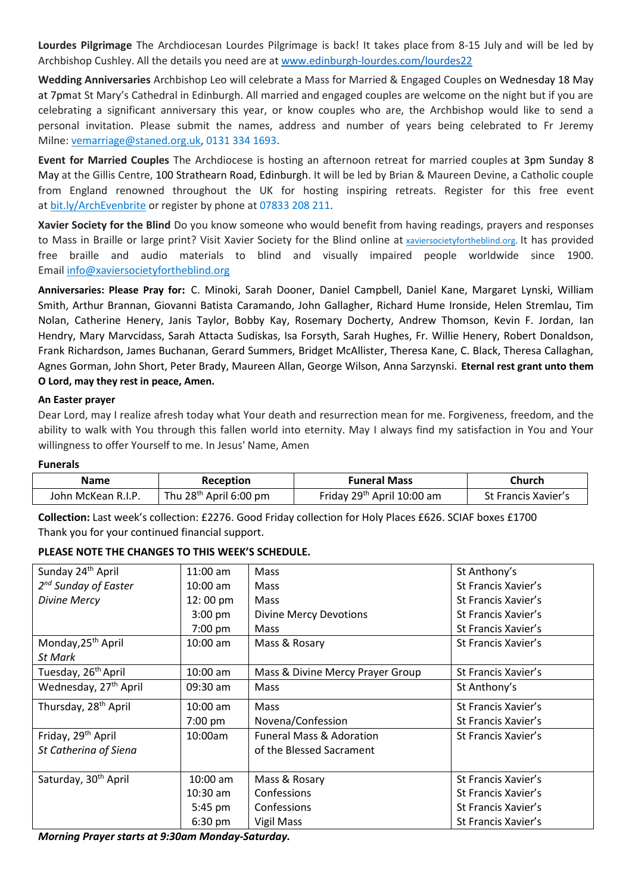**Lourdes Pilgrimage** The Archdiocesan Lourdes Pilgrimage is back! It takes place from 8-15 July and will be led by Archbishop Cushley. All the details you need are at www.edinburgh-lourdes.com/lourdes22

**Wedding Anniversaries** Archbishop Leo will celebrate a Mass for Married & Engaged Couples on Wednesday 18 May at 7pmat St Mary's Cathedral in Edinburgh. All married and engaged couples are welcome on the night but if you are celebrating a significant anniversary this year, or know couples who are, the Archbishop would like to send a personal invitation. Please submit the names, address and number of years being celebrated to Fr Jeremy Milne: vemarriage@staned.org.uk, 0131 334 1693.

**Event for Married Couples** The Archdiocese is hosting an afternoon retreat for married couples at 3pm Sunday 8 May at the Gillis Centre, 100 Strathearn Road, Edinburgh. It will be led by Brian & Maureen Devine, a Catholic couple from England renowned throughout the UK for hosting inspiring retreats. Register for this free event at bit.ly/ArchEvenbrite or register by phone at 07833 208 211.

**Xavier Society for the Blind** Do you know someone who would benefit from having readings, prayers and responses to Mass in Braille or large print? Visit Xavier Society for the Blind online at xaviersocietyfortheblind.org. It has provided free braille and audio materials to blind and visually impaired people worldwide since 1900. Email info@xaviersocietyfortheblind.org

**Anniversaries: Please Pray for:** C. Minoki, Sarah Dooner, Daniel Campbell, Daniel Kane, Margaret Lynski, William Smith, Arthur Brannan, Giovanni Batista Caramando, John Gallagher, Richard Hume Ironside, Helen Stremlau, Tim Nolan, Catherine Henery, Janis Taylor, Bobby Kay, Rosemary Docherty, Andrew Thomson, Kevin F. Jordan, Ian Hendry, Mary Marvcidass, Sarah Attacta Sudiskas, Isa Forsyth, Sarah Hughes, Fr. Willie Henery, Robert Donaldson, Frank Richardson, James Buchanan, Gerard Summers, Bridget McAllister, Theresa Kane, C. Black, Theresa Callaghan, Agnes Gorman, John Short, Peter Brady, Maureen Allan, George Wilson, Anna Sarzynski. **Eternal rest grant unto them O Lord, may they rest in peace, Amen.**

**An Easter prayer**

Dear Lord, may I realize afresh today what Your death and resurrection mean for me. Forgiveness, freedom, and the ability to walk with You through this fallen world into eternity. May I always find my satisfaction in You and Your willingness to offer Yourself to me. In Jesus' Name, Amen

**Funerals**

| Name | Reception | Funeral Mass | Church |
|---|---|---|---|
| John McKean R.I.P. | Thu 28th April 6:00 pm | Friday 29th April 10:00 am | St Francis Xavier's |

**Collection:** Last week's collection: £2276. Good Friday collection for Holy Places £626. SCIAF boxes £1700
Thank you for your continued financial support.

**PLEASE NOTE THE CHANGES TO THIS WEEK'S SCHEDULE.**

| | | | |
|---|---|---|---|
| Sunday 24th April<br>*2nd Sunday of Easter*<br>*Divine Mercy* | 11:00 am<br>10:00 am<br>12: 00 pm<br>3:00 pm<br>7:00 pm | Mass<br>Mass<br>Mass<br>Divine Mercy Devotions<br>Mass | St Anthony's<br>St Francis Xavier's<br>St Francis Xavier's<br>St Francis Xavier's<br>St Francis Xavier's |
| Monday,25th April<br>*St Mark* | 10:00 am | Mass & Rosary | St Francis Xavier's |
| Tuesday, 26th April | 10:00 am | Mass & Divine Mercy Prayer Group | St Francis Xavier's |
| Wednesday, 27th April | 09:30 am | Mass | St Anthony's |
| Thursday, 28th April | 10:00 am<br>7:00 pm | Mass<br>Novena/Confession | St Francis Xavier's<br>St Francis Xavier's |
| Friday, 29th April<br>*St Catherina of Siena* | 10:00am | Funeral Mass & Adoration of the Blessed Sacrament | St Francis Xavier's |
| Saturday, 30th April | 10:00 am<br>10:30 am<br>5:45 pm<br>6:30 pm | Mass & Rosary<br>Confessions<br>Confessions<br>Vigil Mass | St Francis Xavier's<br>St Francis Xavier's<br>St Francis Xavier's<br>St Francis Xavier's |

***Morning Prayer starts at 9:30am Monday-Saturday.***